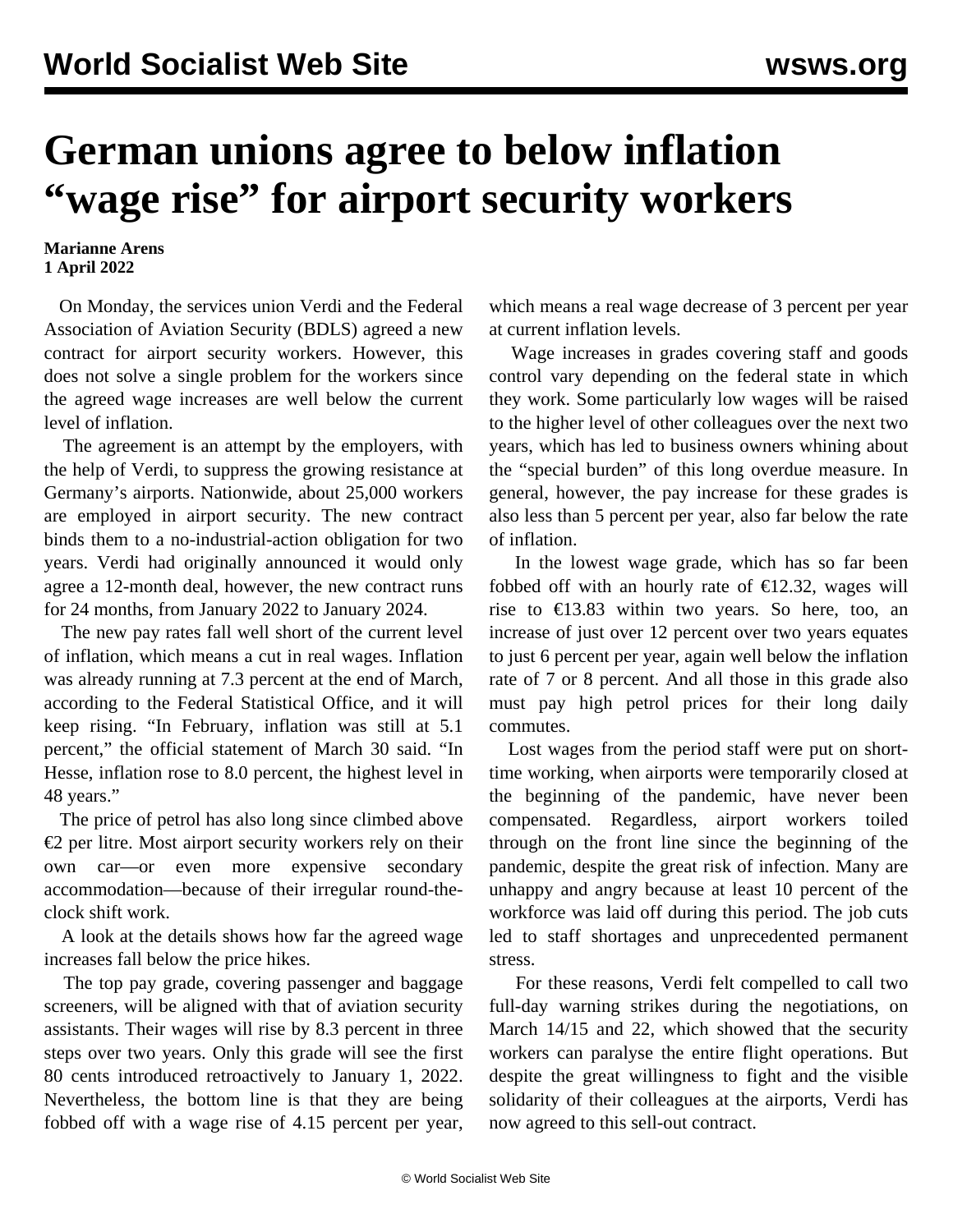# German unions agree to below inflation "wage rise" for airport security workers

**Marianne Arens**
**1 April 2022**

On Monday, the services union Verdi and the Federal Association of Aviation Security (BDLS) agreed a new contract for airport security workers. However, this does not solve a single problem for the workers since the agreed wage increases are well below the current level of inflation.

The agreement is an attempt by the employers, with the help of Verdi, to suppress the growing resistance at Germany's airports. Nationwide, about 25,000 workers are employed in airport security. The new contract binds them to a no-industrial-action obligation for two years. Verdi had originally announced it would only agree a 12-month deal, however, the new contract runs for 24 months, from January 2022 to January 2024.

The new pay rates fall well short of the current level of inflation, which means a cut in real wages. Inflation was already running at 7.3 percent at the end of March, according to the Federal Statistical Office, and it will keep rising. "In February, inflation was still at 5.1 percent," the official statement of March 30 said. "In Hesse, inflation rose to 8.0 percent, the highest level in 48 years."

The price of petrol has also long since climbed above €2 per litre. Most airport security workers rely on their own car—or even more expensive secondary accommodation—because of their irregular round-the-clock shift work.

A look at the details shows how far the agreed wage increases fall below the price hikes.

The top pay grade, covering passenger and baggage screeners, will be aligned with that of aviation security assistants. Their wages will rise by 8.3 percent in three steps over two years. Only this grade will see the first 80 cents introduced retroactively to January 1, 2022. Nevertheless, the bottom line is that they are being fobbed off with a wage rise of 4.15 percent per year, which means a real wage decrease of 3 percent per year at current inflation levels.

Wage increases in grades covering staff and goods control vary depending on the federal state in which they work. Some particularly low wages will be raised to the higher level of other colleagues over the next two years, which has led to business owners whining about the "special burden" of this long overdue measure. In general, however, the pay increase for these grades is also less than 5 percent per year, also far below the rate of inflation.

In the lowest wage grade, which has so far been fobbed off with an hourly rate of €12.32, wages will rise to €13.83 within two years. So here, too, an increase of just over 12 percent over two years equates to just 6 percent per year, again well below the inflation rate of 7 or 8 percent. And all those in this grade also must pay high petrol prices for their long daily commutes.

Lost wages from the period staff were put on short-time working, when airports were temporarily closed at the beginning of the pandemic, have never been compensated. Regardless, airport workers toiled through on the front line since the beginning of the pandemic, despite the great risk of infection. Many are unhappy and angry because at least 10 percent of the workforce was laid off during this period. The job cuts led to staff shortages and unprecedented permanent stress.

For these reasons, Verdi felt compelled to call two full-day warning strikes during the negotiations, on March 14/15 and 22, which showed that the security workers can paralyse the entire flight operations. But despite the great willingness to fight and the visible solidarity of their colleagues at the airports, Verdi has now agreed to this sell-out contract.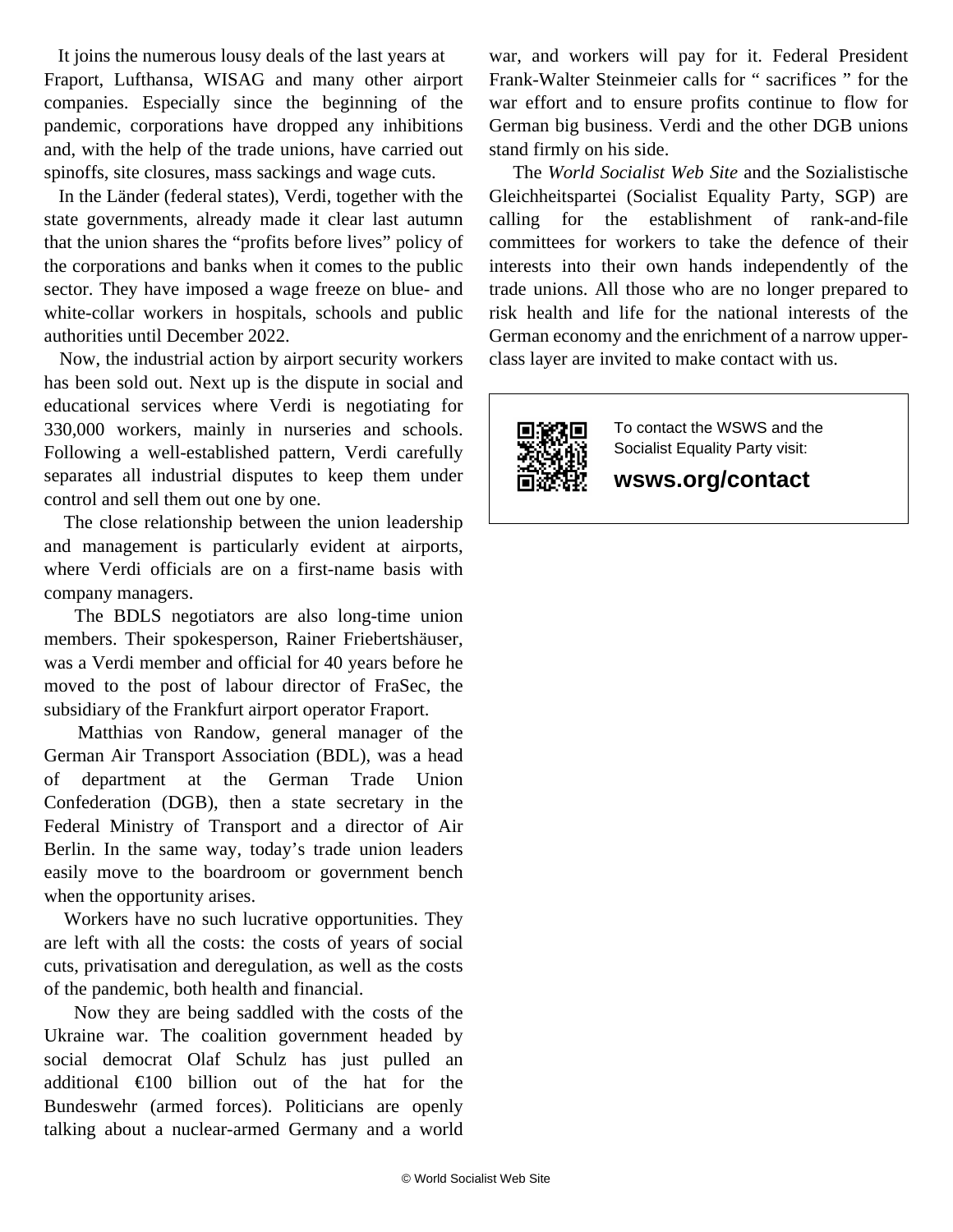It joins the numerous lousy deals of the last years at Fraport, Lufthansa, WISAG and many other airport companies. Especially since the beginning of the pandemic, corporations have dropped any inhibitions and, with the help of the trade unions, have carried out spinoffs, site closures, mass sackings and wage cuts.

In the Länder (federal states), Verdi, together with the state governments, already made it clear last autumn that the union shares the "profits before lives" policy of the corporations and banks when it comes to the public sector. They have imposed a wage freeze on blue- and white-collar workers in hospitals, schools and public authorities until December 2022.

Now, the industrial action by airport security workers has been sold out. Next up is the dispute in social and educational services where Verdi is negotiating for 330,000 workers, mainly in nurseries and schools. Following a well-established pattern, Verdi carefully separates all industrial disputes to keep them under control and sell them out one by one.

The close relationship between the union leadership and management is particularly evident at airports, where Verdi officials are on a first-name basis with company managers.

The BDLS negotiators are also long-time union members. Their spokesperson, Rainer Friebertshäuser, was a Verdi member and official for 40 years before he moved to the post of labour director of FraSec, the subsidiary of the Frankfurt airport operator Fraport.

Matthias von Randow, general manager of the German Air Transport Association (BDL), was a head of department at the German Trade Union Confederation (DGB), then a state secretary in the Federal Ministry of Transport and a director of Air Berlin. In the same way, today's trade union leaders easily move to the boardroom or government bench when the opportunity arises.

Workers have no such lucrative opportunities. They are left with all the costs: the costs of years of social cuts, privatisation and deregulation, as well as the costs of the pandemic, both health and financial.

Now they are being saddled with the costs of the Ukraine war. The coalition government headed by social democrat Olaf Schulz has just pulled an additional €100 billion out of the hat for the Bundeswehr (armed forces). Politicians are openly talking about a nuclear-armed Germany and a world war, and workers will pay for it. Federal President Frank-Walter Steinmeier calls for " sacrifices " for the war effort and to ensure profits continue to flow for German big business. Verdi and the other DGB unions stand firmly on his side.

The *World Socialist Web Site* and the Sozialistische Gleichheitspartei (Socialist Equality Party, SGP) are calling for the establishment of rank-and-file committees for workers to take the defence of their interests into their own hands independently of the trade unions. All those who are no longer prepared to risk health and life for the national interests of the German economy and the enrichment of a narrow upper-class layer are invited to make contact with us.

To contact the WSWS and the Socialist Equality Party visit:

**wsws.org/contact**